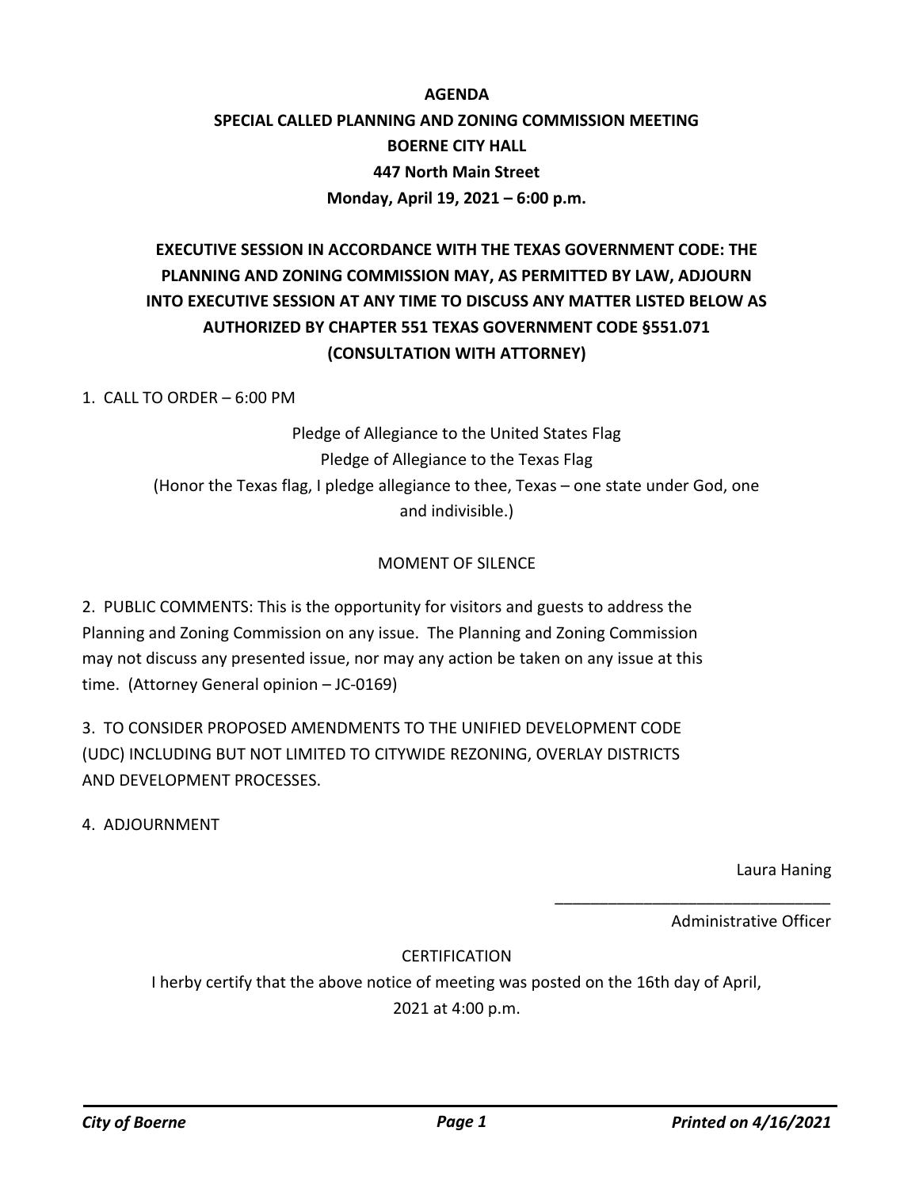# AGENDA
## SPECIAL CALLED PLANNING AND ZONING COMMISSION MEETING
## BOERNE CITY HALL
## 447 North Main Street
## Monday, April 19, 2021 – 6:00 p.m.

**EXECUTIVE SESSION IN ACCORDANCE WITH THE TEXAS GOVERNMENT CODE: THE PLANNING AND ZONING COMMISSION MAY, AS PERMITTED BY LAW, ADJOURN INTO EXECUTIVE SESSION AT ANY TIME TO DISCUSS ANY MATTER LISTED BELOW AS AUTHORIZED BY CHAPTER 551 TEXAS GOVERNMENT CODE §551.071 (CONSULTATION WITH ATTORNEY)**

1. CALL TO ORDER – 6:00 PM

Pledge of Allegiance to the United States Flag
Pledge of Allegiance to the Texas Flag
(Honor the Texas flag, I pledge allegiance to thee, Texas – one state under God, one and indivisible.)

MOMENT OF SILENCE

2. PUBLIC COMMENTS: This is the opportunity for visitors and guests to address the Planning and Zoning Commission on any issue. The Planning and Zoning Commission may not discuss any presented issue, nor may any action be taken on any issue at this time. (Attorney General opinion – JC-0169)

3. TO CONSIDER PROPOSED AMENDMENTS TO THE UNIFIED DEVELOPMENT CODE (UDC) INCLUDING BUT NOT LIMITED TO CITYWIDE REZONING, OVERLAY DISTRICTS AND DEVELOPMENT PROCESSES.

4. ADJOURNMENT

Laura Haning
_______________________________
Administrative Officer

CERTIFICATION

I herby certify that the above notice of meeting was posted on the 16th day of April, 2021 at 4:00 p.m.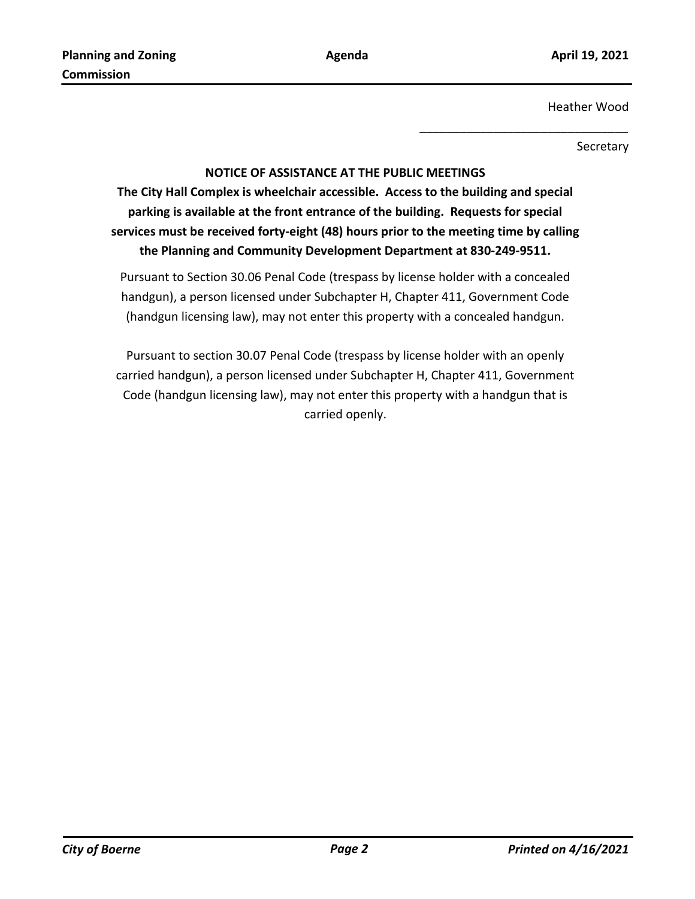Heather Wood

\_\_\_\_\_\_\_\_\_\_\_\_\_\_\_\_\_\_\_\_\_\_\_\_\_\_\_\_\_\_\_\_

Secretary

**NOTICE OF ASSISTANCE AT THE PUBLIC MEETINGS**

**The City Hall Complex is wheelchair accessible. Access to the building and special parking is available at the front entrance of the building. Requests for special services must be received forty-eight (48) hours prior to the meeting time by calling the Planning and Community Development Department at 830-249-9511.**

Pursuant to Section 30.06 Penal Code (trespass by license holder with a concealed handgun), a person licensed under Subchapter H, Chapter 411, Government Code (handgun licensing law), may not enter this property with a concealed handgun.

Pursuant to section 30.07 Penal Code (trespass by license holder with an openly carried handgun), a person licensed under Subchapter H, Chapter 411, Government Code (handgun licensing law), may not enter this property with a handgun that is carried openly.